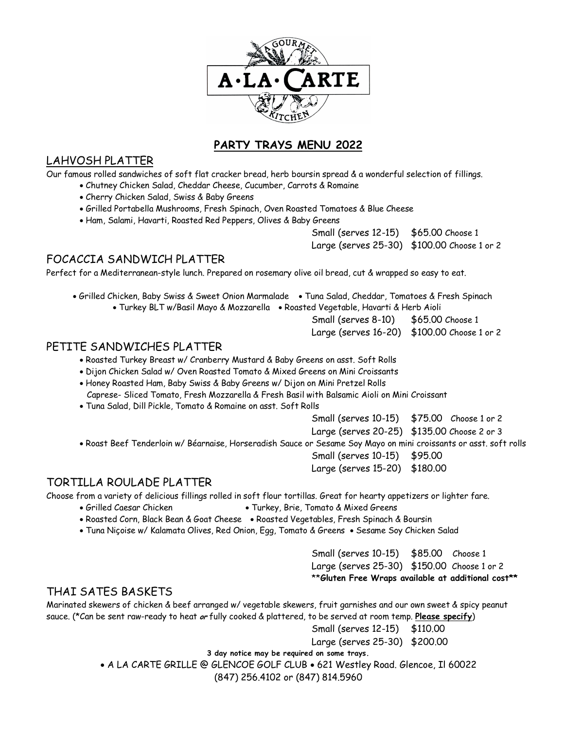A GOURMET A·LA·CARTE KITCHEN

## PARTY TRAYS MENU 2022

## LAHVOSH PLATTER

Our famous rolled sandwiches of soft flat cracker bread, herb boursin spread & a wonderful selection of fillings.

- Chutney Chicken Salad, Cheddar Cheese, Cucumber, Carrots & Romaine
- Cherry Chicken Salad, Swiss & Baby Greens
- Grilled Portabella Mushrooms, Fresh Spinach, Oven Roasted Tomatoes & Blue Cheese
- Ham, Salami, Havarti, Roasted Red Peppers, Olives & Baby Greens

Small (serves 12-15) $65.00 Choose 1
Large (serves 25-30) $100.00 Choose 1 or 2

## FOCACCIA SANDWICH PLATTER

Perfect for a Mediterranean-style lunch. Prepared on rosemary olive oil bread, cut & wrapped so easy to eat.

- Grilled Chicken, Baby Swiss & Sweet Onion Marmalade
- Tuna Salad, Cheddar, Tomatoes & Fresh Spinach
- Turkey BLT w/Basil Mayo & Mozzarella
- Roasted Vegetable, Havarti & Herb Aioli

Small (serves 8-10) $65.00 Choose 1
Large (serves 16-20) $100.00 Choose 1 or 2

## PETITE SANDWICHES PLATTER

- Roasted Turkey Breast w/ Cranberry Mustard & Baby Greens on asst. Soft Rolls
- Dijon Chicken Salad w/ Oven Roasted Tomato & Mixed Greens on Mini Croissants
- Honey Roasted Ham, Baby Swiss & Baby Greens w/ Dijon on Mini Pretzel Rolls
  Caprese- Sliced Tomato, Fresh Mozzarella & Fresh Basil with Balsamic Aioli on Mini Croissant
- Tuna Salad, Dill Pickle, Tomato & Romaine on asst. Soft Rolls

Small (serves 10-15) $75.00 Choose 1 or 2
Large (serves 20-25) $135.00 Choose 2 or 3

- Roast Beef Tenderloin w/ Béarnaise, Horseradish Sauce or Sesame Soy Mayo on mini croissants or asst. soft rolls

Small (serves 10-15) $95.00
Large (serves 15-20) $180.00

## TORTILLA ROULADE PLATTER

Choose from a variety of delicious fillings rolled in soft flour tortillas. Great for hearty appetizers or lighter fare.

- Grilled Caesar Chicken
- Turkey, Brie, Tomato & Mixed Greens
- Roasted Corn, Black Bean & Goat Cheese
- Roasted Vegetables, Fresh Spinach & Boursin
- Tuna Niçoise w/ Kalamata Olives, Red Onion, Egg, Tomato & Greens
- Sesame Soy Chicken Salad

Small (serves 10-15) $85.00 Choose 1
Large (serves 25-30) $150.00 Choose 1 or 2
**Gluten Free Wraps available at additional cost**

## THAI SATES BASKETS

Marinated skewers of chicken & beef arranged w/ vegetable skewers, fruit garnishes and our own sweet & spicy peanut sauce. (*Can be sent raw-ready to heat *or* fully cooked & plattered, to be served at room temp. **Please specify**)

Small (serves 12-15) $110.00
Large (serves 25-30) $200.00

**3 day notice may be required on some trays.**

• A LA CARTE GRILLE @ GLENCOE GOLF CLUB • 621 Westley Road. Glencoe, Il 60022
(847) 256.4102 or (847) 814.5960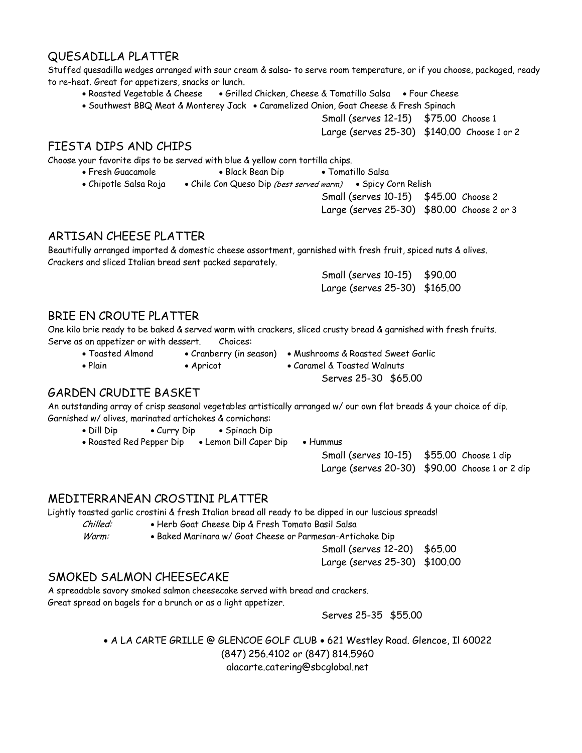## QUESADILLA PLATTER

Stuffed quesadilla wedges arranged with sour cream & salsa- to serve room temperature, or if you choose, packaged, ready to re-heat. Great for appetizers, snacks or lunch.

- Roasted Vegetable & Cheese
- Grilled Chicken, Cheese & Tomatillo Salsa
- Four Cheese
- Southwest BBQ Meat & Monterey Jack
- Caramelized Onion, Goat Cheese & Fresh Spinach

Small (serves 12-15) $75.00 Choose 1
Large (serves 25-30) $140.00 Choose 1 or 2

## FIESTA DIPS AND CHIPS

Choose your favorite dips to be served with blue & yellow corn tortilla chips.

- Fresh Guacamole
- Black Bean Dip
- Tomatillo Salsa
- Chipotle Salsa Roja
- Chile Con Queso Dip *(best served warm)*
- Spicy Corn Relish

Small (serves 10-15) $45.00 Choose 2
Large (serves 25-30) $80.00 Choose 2 or 3

## ARTISAN CHEESE PLATTER

Beautifully arranged imported & domestic cheese assortment, garnished with fresh fruit, spiced nuts & olives. Crackers and sliced Italian bread sent packed separately.

Small (serves 10-15) $90.00
Large (serves 25-30) $165.00

## BRIE EN CROUTE PLATTER

One kilo brie ready to be baked & served warm with crackers, sliced crusty bread & garnished with fresh fruits. Serve as an appetizer or with dessert. Choices:

- Toasted Almond
- Cranberry (in season)
- Mushrooms & Roasted Sweet Garlic
- Plain
- Apricot
- Caramel & Toasted Walnuts

Serves 25-30 $65.00

## GARDEN CRUDITE BASKET

An outstanding array of crisp seasonal vegetables artistically arranged w/ our own flat breads & your choice of dip. Garnished w/ olives, marinated artichokes & cornichons:

- Dill Dip
- Curry Dip
- Spinach Dip
- Roasted Red Pepper Dip
- Lemon Dill Caper Dip
- Hummus

Small (serves 10-15) $55.00 Choose 1 dip
Large (serves 20-30) $90.00 Choose 1 or 2 dip

## MEDITERRANEAN CROSTINI PLATTER

Lightly toasted garlic crostini & fresh Italian bread all ready to be dipped in our luscious spreads!

*Chilled:* • Herb Goat Cheese Dip & Fresh Tomato Basil Salsa
*Warm:* • Baked Marinara w/ Goat Cheese or Parmesan-Artichoke Dip

Small (serves 12-20) $65.00
Large (serves 25-30) $100.00

## SMOKED SALMON CHEESECAKE

A spreadable savory smoked salmon cheesecake served with bread and crackers.
Great spread on bagels for a brunch or as a light appetizer.

Serves 25-35 $55.00

• A LA CARTE GRILLE @ GLENCOE GOLF CLUB • 621 Westley Road. Glencoe, Il 60022
(847) 256.4102 or (847) 814.5960
alacarte.catering@sbcglobal.net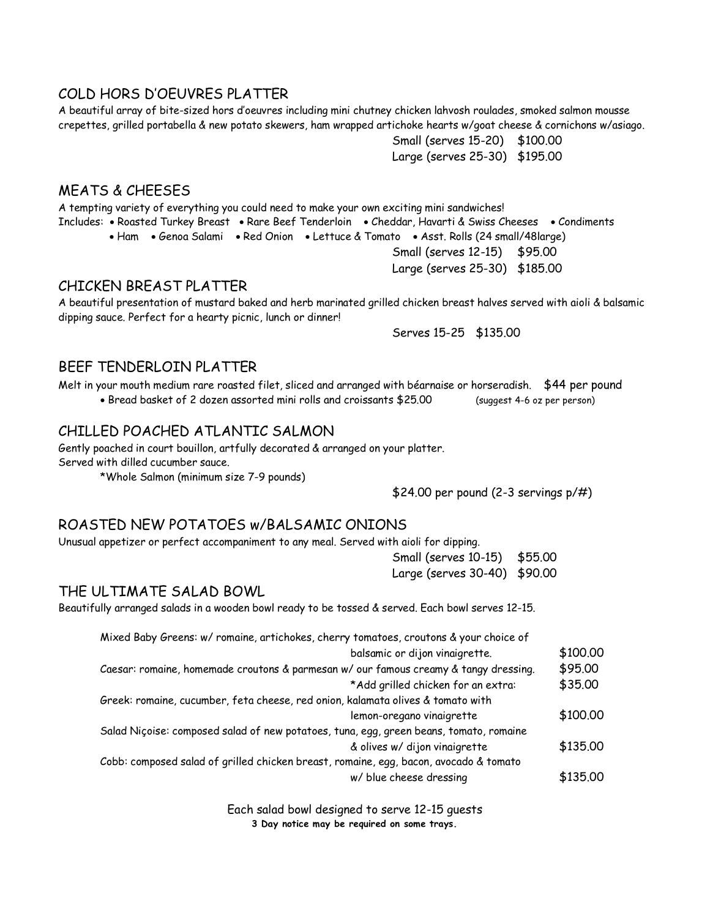## COLD HORS D'OEUVRES PLATTER

A beautiful array of bite-sized hors d'oeuvres including mini chutney chicken lahvosh roulades, smoked salmon mousse crepettes, grilled portabella & new potato skewers, ham wrapped artichoke hearts w/goat cheese & cornichons w/asiago.

Small (serves 15-20) $100.00
Large (serves 25-30) $195.00

## MEATS & CHEESES

A tempting variety of everything you could need to make your own exciting mini sandwiches!

Includes:
- Roasted Turkey Breast
- Rare Beef Tenderloin
- Cheddar, Havarti & Swiss Cheeses
- Condiments
- Ham
- Genoa Salami
- Red Onion
- Lettuce & Tomato
- Asst. Rolls (24 small/48large)

Small (serves 12-15) $95.00
Large (serves 25-30) $185.00

## CHICKEN BREAST PLATTER

A beautiful presentation of mustard baked and herb marinated grilled chicken breast halves served with aioli & balsamic dipping sauce. Perfect for a hearty picnic, lunch or dinner!

Serves 15-25 $135.00

## BEEF TENDERLOIN PLATTER

Melt in your mouth medium rare roasted filet, sliced and arranged with béarnaise or horseradish. $44 per pound

- Bread basket of 2 dozen assorted mini rolls and croissants $25.00 (suggest 4-6 oz per person)

## CHILLED POACHED ATLANTIC SALMON

Gently poached in court bouillon, artfully decorated & arranged on your platter.
Served with dilled cucumber sauce.

*Whole Salmon (minimum size 7-9 pounds)

$24.00 per pound (2-3 servings p/#)

## ROASTED NEW POTATOES w/BALSAMIC ONIONS

Unusual appetizer or perfect accompaniment to any meal. Served with aioli for dipping.

Small (serves 10-15) $55.00
Large (serves 30-40) $90.00

## THE ULTIMATE SALAD BOWL

Beautifully arranged salads in a wooden bowl ready to be tossed & served. Each bowl serves 12-15.

| Salad | Price |
|---|---|
| Mixed Baby Greens: w/ romaine, artichokes, cherry tomatoes, croutons & your choice of balsamic or dijon vinaigrette. | $100.00 |
| Caesar: romaine, homemade croutons & parmesan w/ our famous creamy & tangy dressing. | $95.00 |
| *Add grilled chicken for an extra: | $35.00 |
| Greek: romaine, cucumber, feta cheese, red onion, kalamata olives & tomato with lemon-oregano vinaigrette | $100.00 |
| Salad Niçoise: composed salad of new potatoes, tuna, egg, green beans, tomato, romaine & olives w/ dijon vinaigrette | $135.00 |
| Cobb: composed salad of grilled chicken breast, romaine, egg, bacon, avocado & tomato w/ blue cheese dressing | $135.00 |

Each salad bowl designed to serve 12-15 guests

**3 Day notice may be required on some trays.**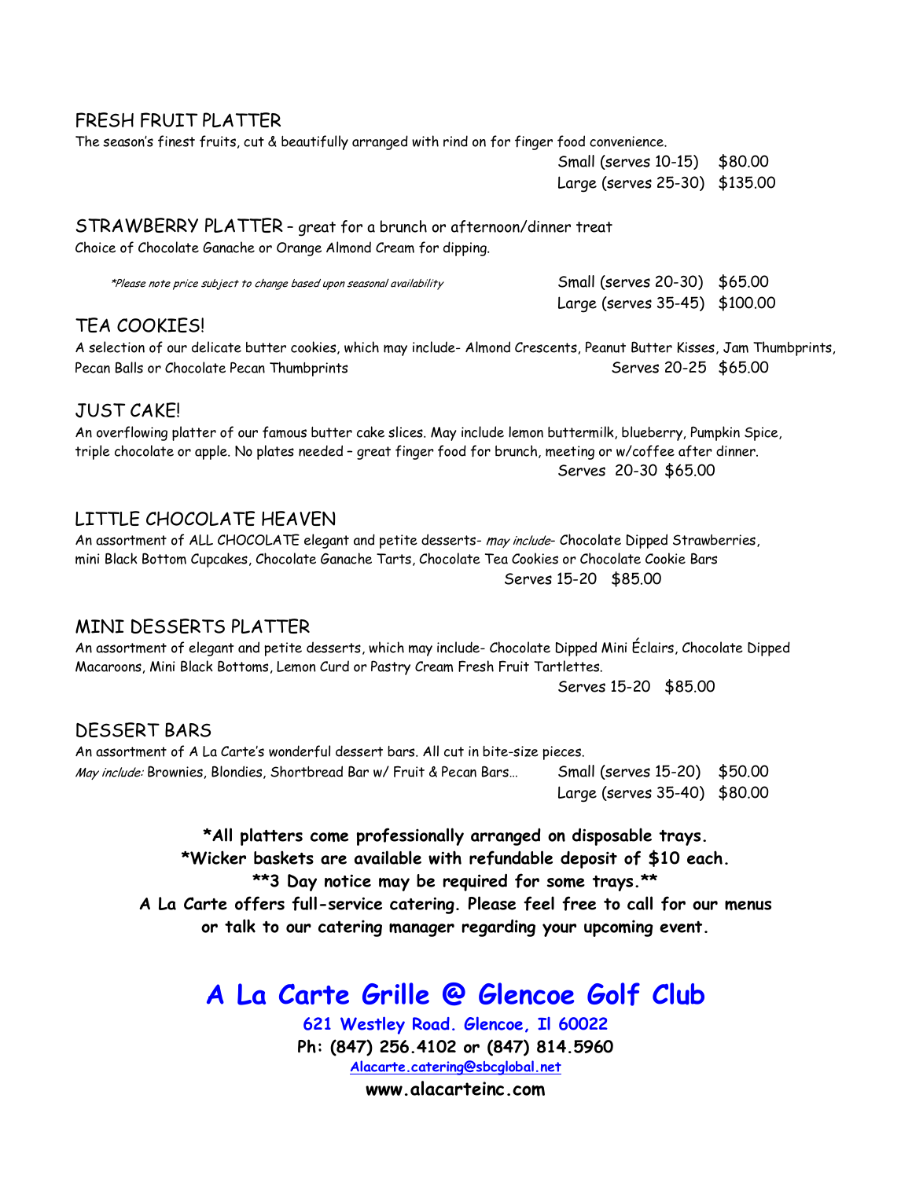## FRESH FRUIT PLATTER

The season's finest fruits, cut & beautifully arranged with rind on for finger food convenience.

Small (serves 10-15) $80.00
Large (serves 25-30) $135.00

## STRAWBERRY PLATTER – great for a brunch or afternoon/dinner treat

Choice of Chocolate Ganache or Orange Almond Cream for dipping.

*\*Please note price subject to change based upon seasonal availability*

Small (serves 20-30) $65.00
Large (serves 35-45) $100.00

## TEA COOKIES!

A selection of our delicate butter cookies, which may include- Almond Crescents, Peanut Butter Kisses, Jam Thumbprints, Pecan Balls or Chocolate Pecan Thumbprints

Serves 20-25 $65.00

## JUST CAKE!

An overflowing platter of our famous butter cake slices. May include lemon buttermilk, blueberry, Pumpkin Spice, triple chocolate or apple. No plates needed – great finger food for brunch, meeting or w/coffee after dinner.

Serves 20-30 $65.00

## LITTLE CHOCOLATE HEAVEN

An assortment of ALL CHOCOLATE elegant and petite desserts- *may include*- Chocolate Dipped Strawberries, mini Black Bottom Cupcakes, Chocolate Ganache Tarts, Chocolate Tea Cookies or Chocolate Cookie Bars

Serves 15-20 $85.00

## MINI DESSERTS PLATTER

An assortment of elegant and petite desserts, which may include- Chocolate Dipped Mini Éclairs, Chocolate Dipped Macaroons, Mini Black Bottoms, Lemon Curd or Pastry Cream Fresh Fruit Tartlettes.

Serves 15-20 $85.00

## DESSERT BARS

An assortment of A La Carte's wonderful dessert bars. All cut in bite-size pieces.

*May include:* Brownies, Blondies, Shortbread Bar w/ Fruit & Pecan Bars…

Small (serves 15-20) $50.00
Large (serves 35-40) $80.00

**\*All platters come professionally arranged on disposable trays.**
**\*Wicker baskets are available with refundable deposit of $10 each.**
**\*\*3 Day notice may be required for some trays.\*\***
**A La Carte offers full-service catering. Please feel free to call for our menus or talk to our catering manager regarding your upcoming event.**

# A La Carte Grille @ Glencoe Golf Club

**621 Westley Road. Glencoe, Il 60022**
**Ph: (847) 256.4102 or (847) 814.5960**
**Alacarte.catering@sbcglobal.net**
**www.alacarteinc.com**